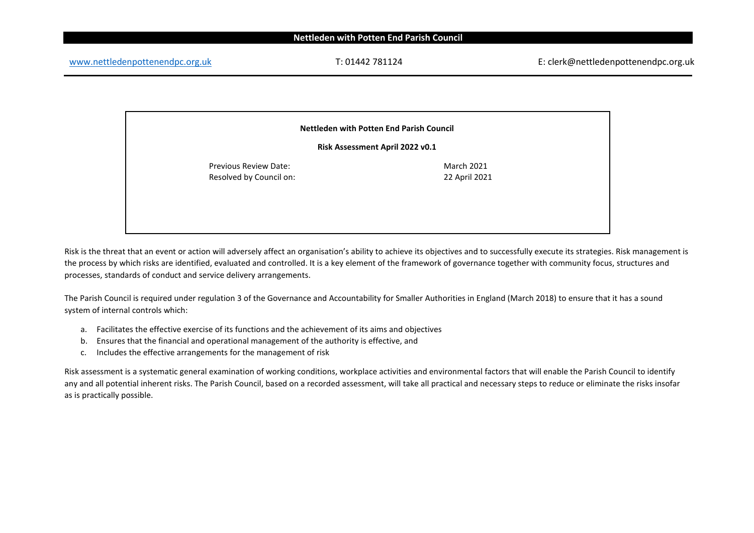# Nettleden with Potten End Parish Council

[www.nettledenpottenendpc.org.uk](http://www.nettledenpottenendpc.org.uk) T: 01442 781124 E: clerk@nettledenpottenendpc.org.uk

## Nettleden with Potten End Parish Council

### Risk Assessment April 2022 v0.1

| | |
|---|---|
| Previous Review Date: | March 2021 |
| Resolved by Council on: | 22 April 2021 |

Risk is the threat that an event or action will adversely affect an organisation's ability to achieve its objectives and to successfully execute its strategies. Risk management is the process by which risks are identified, evaluated and controlled. It is a key element of the framework of governance together with community focus, structures and processes, standards of conduct and service delivery arrangements.

The Parish Council is required under regulation 3 of the Governance and Accountability for Smaller Authorities in England (March 2018) to ensure that it has a sound system of internal controls which:

a. Facilitates the effective exercise of its functions and the achievement of its aims and objectives
b. Ensures that the financial and operational management of the authority is effective, and
c. Includes the effective arrangements for the management of risk

Risk assessment is a systematic general examination of working conditions, workplace activities and environmental factors that will enable the Parish Council to identify any and all potential inherent risks. The Parish Council, based on a recorded assessment, will take all practical and necessary steps to reduce or eliminate the risks insofar as is practically possible.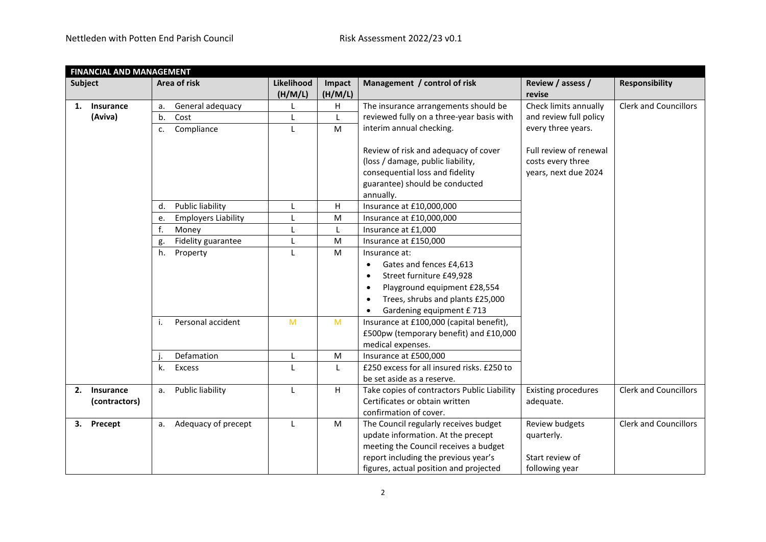| FINANCIAL AND MANAGEMENT | | | | | | |
|---|---|---|---|---|---|---|
| **Subject** | **Area of risk** | **Likelihood (H/M/L)** | **Impact (H/M/L)** | **Management / control of risk** | **Review / assess / revise** | **Responsibility** |
| **1. Insurance (Aviva)** | a. General adequacy | L | H | The insurance arrangements should be reviewed fully on a three-year basis with interim annual checking.<br><br>Review of risk and adequacy of cover (loss / damage, public liability, consequential loss and fidelity guarantee) should be conducted annually. | Check limits annually and review full policy every three years.<br><br>Full review of renewal costs every three years, next due 2024 | Clerk and Councillors |
| | b. Cost | L | L | | | |
| | c. Compliance | L | M | | | |
| | d. Public liability | L | H | Insurance at £10,000,000 | | |
| | e. Employers Liability | L | M | Insurance at £10,000,000 | | |
| | f. Money | L | L | Insurance at £1,000 | | |
| | g. Fidelity guarantee | L | M | Insurance at £150,000 | | |
| | h. Property | L | M | Insurance at:<br>• Gates and fences £4,613<br>• Street furniture £49,928<br>• Playground equipment £28,554<br>• Trees, shrubs and plants £25,000<br>• Gardening equipment £ 713 | | |
| | i. Personal accident | M | M | Insurance at £100,000 (capital benefit), £500pw (temporary benefit) and £10,000 medical expenses. | | |
| | j. Defamation | L | M | Insurance at £500,000 | | |
| | k. Excess | L | L | £250 excess for all insured risks. £250 to be set aside as a reserve. | | |
| **2. Insurance (contractors)** | a. Public liability | L | H | Take copies of contractors Public Liability Certificates or obtain written confirmation of cover. | Existing procedures adequate. | Clerk and Councillors |
| **3. Precept** | a. Adequacy of precept | L | M | The Council regularly receives budget update information. At the precept meeting the Council receives a budget report including the previous year's figures, actual position and projected | Review budgets quarterly.<br><br>Start review of following year | Clerk and Councillors |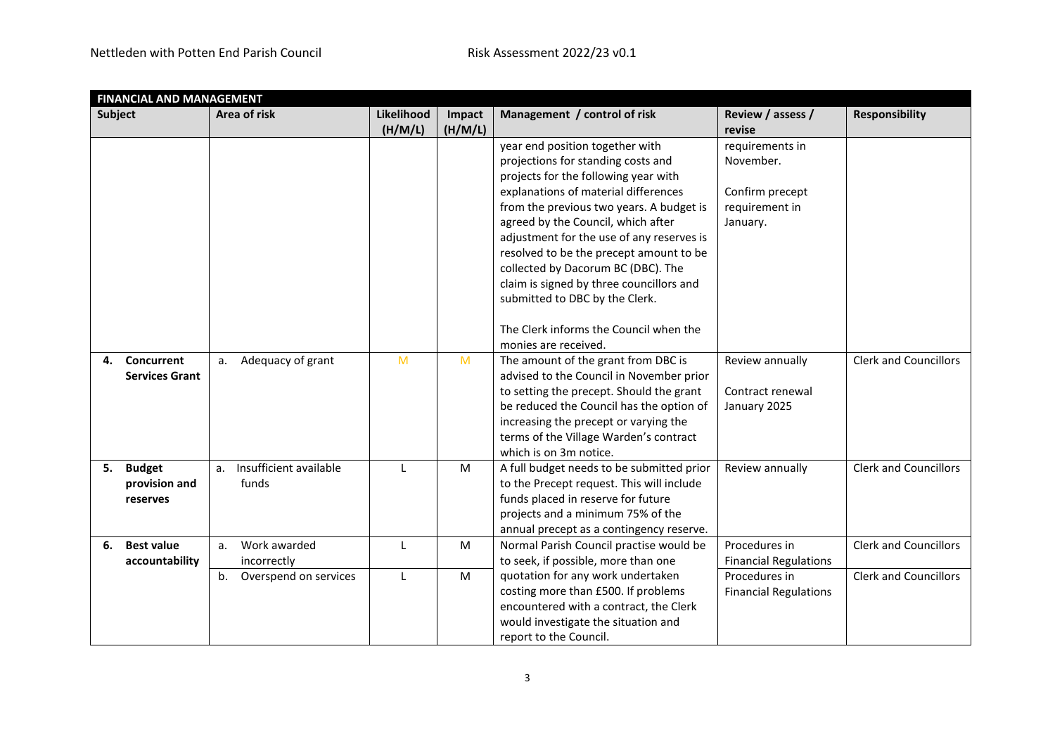| FINANCIAL AND MANAGEMENT | | | | | | |
|---|---|---|---|---|---|---|
| **Subject** | **Area of risk** | **Likelihood (H/M/L)** | **Impact (H/M/L)** | **Management / control of risk** | **Review / assess / revise** | **Responsibility** |
| | | | | year end position together with projections for standing costs and projects for the following year with explanations of material differences from the previous two years. A budget is agreed by the Council, which after adjustment for the use of any reserves is resolved to be the precept amount to be collected by Dacorum BC (DBC). The claim is signed by three councillors and submitted to DBC by the Clerk.<br><br>The Clerk informs the Council when the monies are received. | requirements in November.<br><br>Confirm precept requirement in January. | |
| **4. Concurrent Services Grant** | a. Adequacy of grant | M | M | The amount of the grant from DBC is advised to the Council in November prior to setting the precept. Should the grant be reduced the Council has the option of increasing the precept or varying the terms of the Village Warden's contract which is on 3m notice. | Review annually<br><br>Contract renewal January 2025 | Clerk and Councillors |
| **5. Budget provision and reserves** | a. Insufficient available funds | L | M | A full budget needs to be submitted prior to the Precept request. This will include funds placed in reserve for future projects and a minimum 75% of the annual precept as a contingency reserve. | Review annually | Clerk and Councillors |
| **6. Best value accountability** | a. Work awarded incorrectly | L | M | Normal Parish Council practise would be to seek, if possible, more than one quotation for any work undertaken costing more than £500. If problems encountered with a contract, the Clerk would investigate the situation and report to the Council. | Procedures in Financial Regulations | Clerk and Councillors |
| | b. Overspend on services | L | M | | Procedures in Financial Regulations | Clerk and Councillors |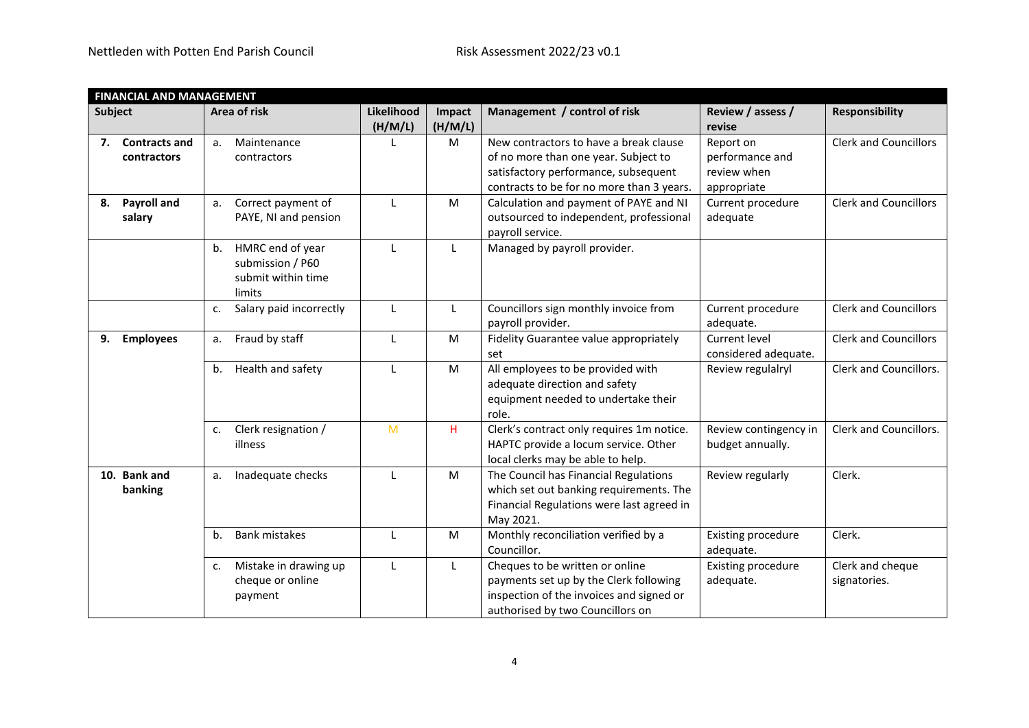| FINANCIAL AND MANAGEMENT | | | | | | |
|---|---|---|---|---|---|---|
| **Subject** | **Area of risk** | **Likelihood (H/M/L)** | **Impact (H/M/L)** | **Management / control of risk** | **Review / assess / revise** | **Responsibility** |
| **7. Contracts and contractors** | a. Maintenance contractors | L | M | New contractors to have a break clause of no more than one year. Subject to satisfactory performance, subsequent contracts to be for no more than 3 years. | Report on performance and review when appropriate | Clerk and Councillors |
| **8. Payroll and salary** | a. Correct payment of PAYE, NI and pension | L | M | Calculation and payment of PAYE and NI outsourced to independent, professional payroll service. | Current procedure adequate | Clerk and Councillors |
| | b. HMRC end of year submission / P60 submit within time limits | L | L | Managed by payroll provider. | | |
| | c. Salary paid incorrectly | L | L | Councillors sign monthly invoice from payroll provider. | Current procedure adequate. | Clerk and Councillors |
| **9. Employees** | a. Fraud by staff | L | M | Fidelity Guarantee value appropriately set | Current level considered adequate. | Clerk and Councillors |
| | b. Health and safety | L | M | All employees to be provided with adequate direction and safety equipment needed to undertake their role. | Review regulalryl | Clerk and Councillors. |
| | c. Clerk resignation / illness | M | H | Clerk's contract only requires 1m notice. HAPTC provide a locum service. Other local clerks may be able to help. | Review contingency in budget annually. | Clerk and Councillors. |
| **10. Bank and banking** | a. Inadequate checks | L | M | The Council has Financial Regulations which set out banking requirements. The Financial Regulations were last agreed in May 2021. | Review regularly | Clerk. |
| | b. Bank mistakes | L | M | Monthly reconciliation verified by a Councillor. | Existing procedure adequate. | Clerk. |
| | c. Mistake in drawing up cheque or online payment | L | L | Cheques to be written or online payments set up by the Clerk following inspection of the invoices and signed or authorised by two Councillors on | Existing procedure adequate. | Clerk and cheque signatories. |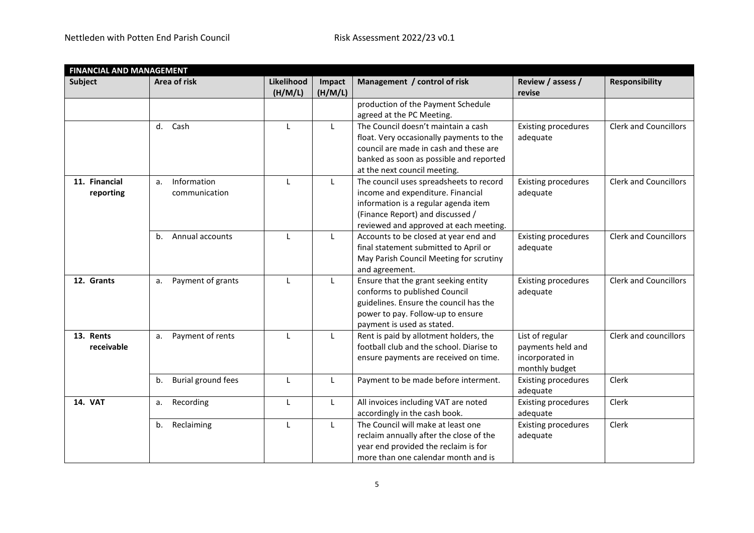| FINANCIAL AND MANAGEMENT | | | | | | |
|---|---|---|---|---|---|---|
| **Subject** | **Area of risk** | **Likelihood (H/M/L)** | **Impact (H/M/L)** | **Management / control of risk** | **Review / assess / revise** | **Responsibility** |
| | | | | production of the Payment Schedule agreed at the PC Meeting. | | |
| | d. Cash | L | L | The Council doesn't maintain a cash float. Very occasionally payments to the council are made in cash and these are banked as soon as possible and reported at the next council meeting. | Existing procedures adequate | Clerk and Councillors |
| **11. Financial reporting** | a. Information communication | L | L | The council uses spreadsheets to record income and expenditure. Financial information is a regular agenda item (Finance Report) and discussed / reviewed and approved at each meeting. | Existing procedures adequate | Clerk and Councillors |
| | b. Annual accounts | L | L | Accounts to be closed at year end and final statement submitted to April or May Parish Council Meeting for scrutiny and agreement. | Existing procedures adequate | Clerk and Councillors |
| **12. Grants** | a. Payment of grants | L | L | Ensure that the grant seeking entity conforms to published Council guidelines. Ensure the council has the power to pay. Follow-up to ensure payment is used as stated. | Existing procedures adequate | Clerk and Councillors |
| **13. Rents receivable** | a. Payment of rents | L | L | Rent is paid by allotment holders, the football club and the school. Diarise to ensure payments are received on time. | List of regular payments held and incorporated in monthly budget | Clerk and councillors |
| | b. Burial ground fees | L | L | Payment to be made before interment. | Existing procedures adequate | Clerk |
| **14. VAT** | a. Recording | L | L | All invoices including VAT are noted accordingly in the cash book. | Existing procedures adequate | Clerk |
| | b. Reclaiming | L | L | The Council will make at least one reclaim annually after the close of the year end provided the reclaim is for more than one calendar month and is | Existing procedures adequate | Clerk |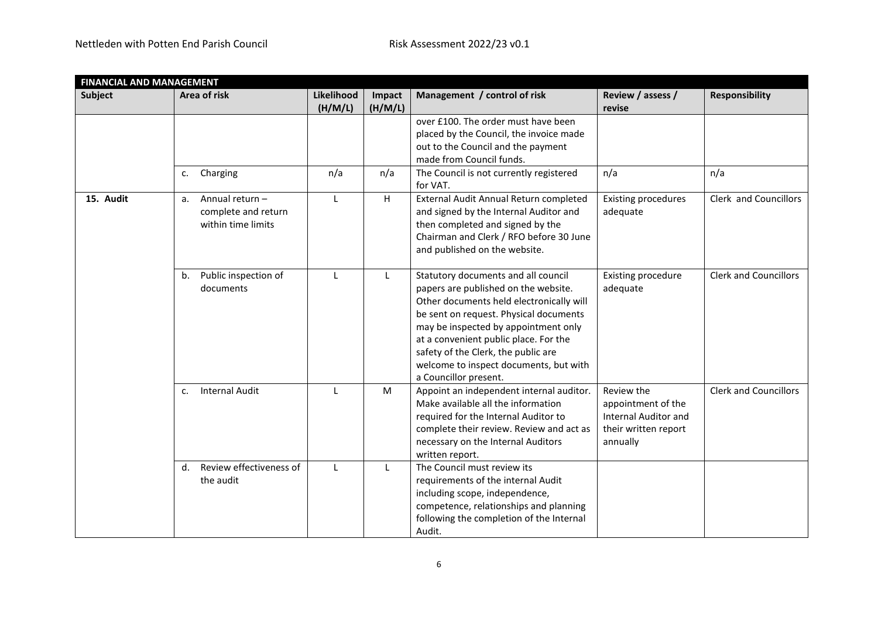| FINANCIAL AND MANAGEMENT | | | | | | |
|---|---|---|---|---|---|---|
| **Subject** | **Area of risk** | **Likelihood (H/M/L)** | **Impact (H/M/L)** | **Management / control of risk** | **Review / assess / revise** | **Responsibility** |
| | | | | over £100. The order must have been placed by the Council, the invoice made out to the Council and the payment made from Council funds. | | |
| | c. Charging | n/a | n/a | The Council is not currently registered for VAT. | n/a | n/a |
| **15. Audit** | a. Annual return – complete and return within time limits | L | H | External Audit Annual Return completed and signed by the Internal Auditor and then completed and signed by the Chairman and Clerk / RFO before 30 June and published on the website. | Existing procedures adequate | Clerk and Councillors |
| | b. Public inspection of documents | L | L | Statutory documents and all council papers are published on the website. Other documents held electronically will be sent on request. Physical documents may be inspected by appointment only at a convenient public place. For the safety of the Clerk, the public are welcome to inspect documents, but with a Councillor present. | Existing procedure adequate | Clerk and Councillors |
| | c. Internal Audit | L | M | Appoint an independent internal auditor. Make available all the information required for the Internal Auditor to complete their review. Review and act as necessary on the Internal Auditors written report. | Review the appointment of the Internal Auditor and their written report annually | Clerk and Councillors |
| | d. Review effectiveness of the audit | L | L | The Council must review its requirements of the internal Audit including scope, independence, competence, relationships and planning following the completion of the Internal Audit. | | |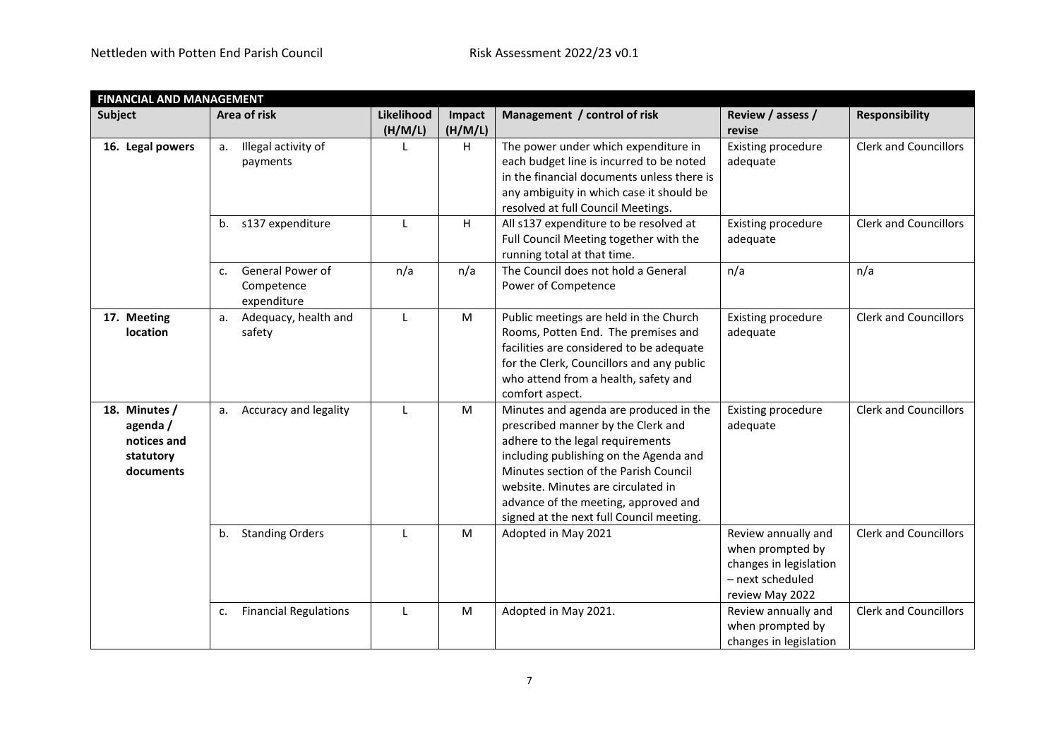| FINANCIAL AND MANAGEMENT | | | | | | |
|---|---|---|---|---|---|---|
| **Subject** | **Area of risk** | **Likelihood (H/M/L)** | **Impact (H/M/L)** | **Management / control of risk** | **Review / assess / revise** | **Responsibility** |
| **16. Legal powers** | a. Illegal activity of payments | L | H | The power under which expenditure in each budget line is incurred to be noted in the financial documents unless there is any ambiguity in which case it should be resolved at full Council Meetings. | Existing procedure adequate | Clerk and Councillors |
| | b. s137 expenditure | L | H | All s137 expenditure to be resolved at Full Council Meeting together with the running total at that time. | Existing procedure adequate | Clerk and Councillors |
| | c. General Power of Competence expenditure | n/a | n/a | The Council does not hold a General Power of Competence | n/a | n/a |
| **17. Meeting location** | a. Adequacy, health and safety | L | M | Public meetings are held in the Church Rooms, Potten End. The premises and facilities are considered to be adequate for the Clerk, Councillors and any public who attend from a health, safety and comfort aspect. | Existing procedure adequate | Clerk and Councillors |
| **18. Minutes / agenda / notices and statutory documents** | a. Accuracy and legality | L | M | Minutes and agenda are produced in the prescribed manner by the Clerk and adhere to the legal requirements including publishing on the Agenda and Minutes section of the Parish Council website. Minutes are circulated in advance of the meeting, approved and signed at the next full Council meeting. | Existing procedure adequate | Clerk and Councillors |
| | b. Standing Orders | L | M | Adopted in May 2021 | Review annually and when prompted by changes in legislation – next scheduled review May 2022 | Clerk and Councillors |
| | c. Financial Regulations | L | M | Adopted in May 2021. | Review annually and when prompted by changes in legislation | Clerk and Councillors |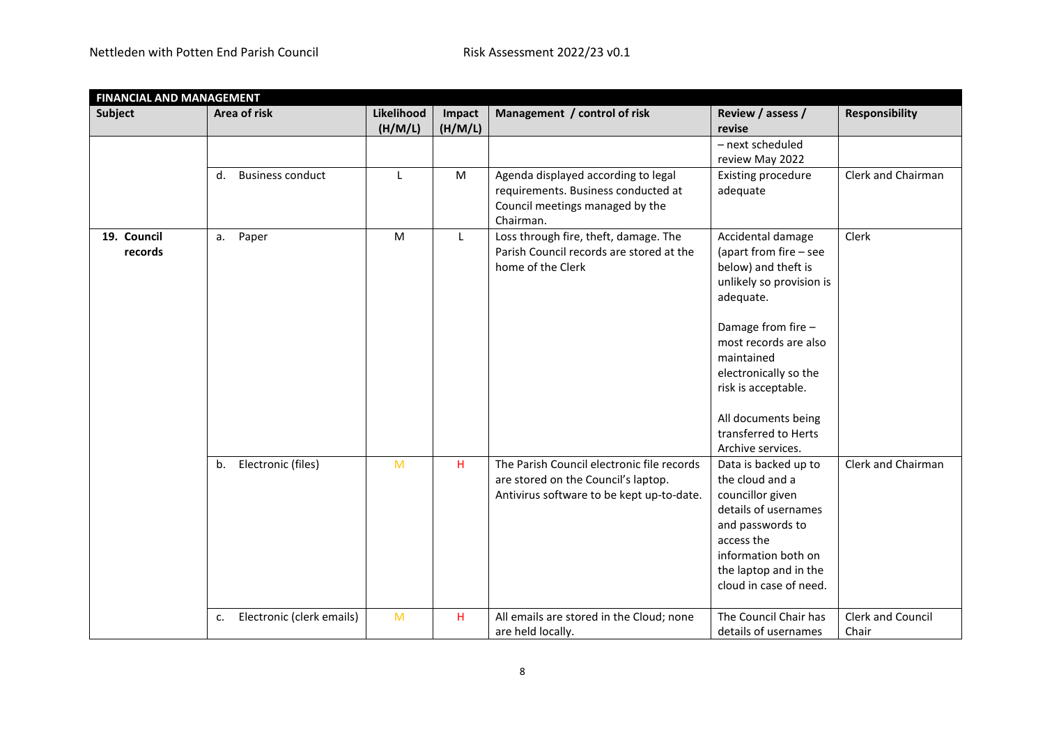| FINANCIAL AND MANAGEMENT | | | | | | |
|---|---|---|---|---|---|---|
| **Subject** | **Area of risk** | **Likelihood (H/M/L)** | **Impact (H/M/L)** | **Management / control of risk** | **Review / assess / revise** | **Responsibility** |
| | | | | | – next scheduled review May 2022 | |
| | d. Business conduct | L | M | Agenda displayed according to legal requirements. Business conducted at Council meetings managed by the Chairman. | Existing procedure adequate | Clerk and Chairman |
| **19. Council records** | a. Paper | M | L | Loss through fire, theft, damage. The Parish Council records are stored at the home of the Clerk | Accidental damage (apart from fire – see below) and theft is unlikely so provision is adequate.<br><br>Damage from fire – most records are also maintained electronically so the risk is acceptable.<br><br>All documents being transferred to Herts Archive services. | Clerk |
| | b. Electronic (files) | M | H | The Parish Council electronic file records are stored on the Council's laptop. Antivirus software to be kept up-to-date. | Data is backed up to the cloud and a councillor given details of usernames and passwords to access the information both on the laptop and in the cloud in case of need. | Clerk and Chairman |
| | c. Electronic (clerk emails) | M | H | All emails are stored in the Cloud; none are held locally. | The Council Chair has details of usernames | Clerk and Council Chair |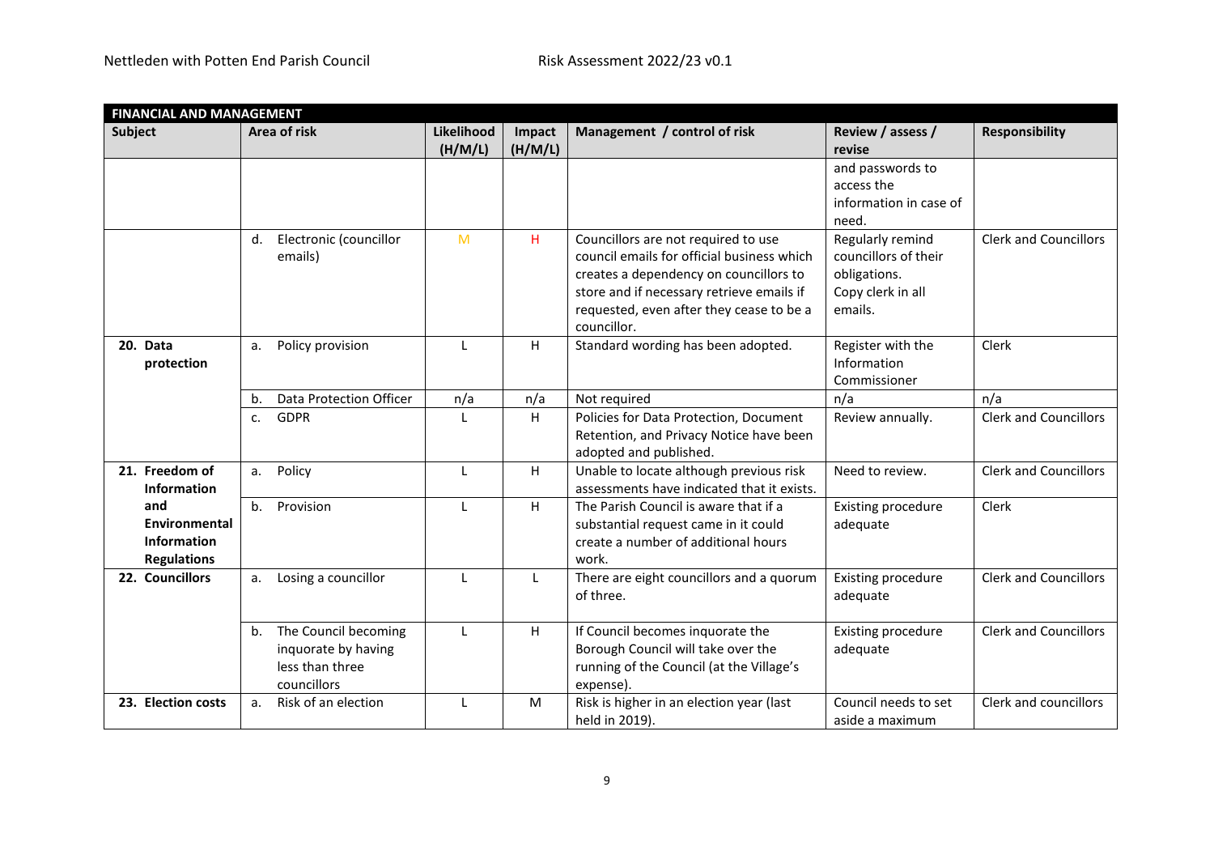| FINANCIAL AND MANAGEMENT | | | | | | |
|---|---|---|---|---|---|---|
| **Subject** | **Area of risk** | **Likelihood (H/M/L)** | **Impact (H/M/L)** | **Management / control of risk** | **Review / assess / revise** | **Responsibility** |
| | | | | | and passwords to access the information in case of need. | |
| | d. Electronic (councillor emails) | M | H | Councillors are not required to use council emails for official business which creates a dependency on councillors to store and if necessary retrieve emails if requested, even after they cease to be a councillor. | Regularly remind councillors of their obligations. Copy clerk in all emails. | Clerk and Councillors |
| **20. Data protection** | a. Policy provision | L | H | Standard wording has been adopted. | Register with the Information Commissioner | Clerk |
| | b. Data Protection Officer | n/a | n/a | Not required | n/a | n/a |
| | c. GDPR | L | H | Policies for Data Protection, Document Retention, and Privacy Notice have been adopted and published. | Review annually. | Clerk and Councillors |
| **21. Freedom of Information and Environmental Information Regulations** | a. Policy | L | H | Unable to locate although previous risk assessments have indicated that it exists. | Need to review. | Clerk and Councillors |
| | b. Provision | L | H | The Parish Council is aware that if a substantial request came in it could create a number of additional hours work. | Existing procedure adequate | Clerk |
| **22. Councillors** | a. Losing a councillor | L | L | There are eight councillors and a quorum of three. | Existing procedure adequate | Clerk and Councillors |
| | b. The Council becoming inquorate by having less than three councillors | L | H | If Council becomes inquorate the Borough Council will take over the running of the Council (at the Village's expense). | Existing procedure adequate | Clerk and Councillors |
| **23. Election costs** | a. Risk of an election | L | M | Risk is higher in an election year (last held in 2019). | Council needs to set aside a maximum | Clerk and councillors |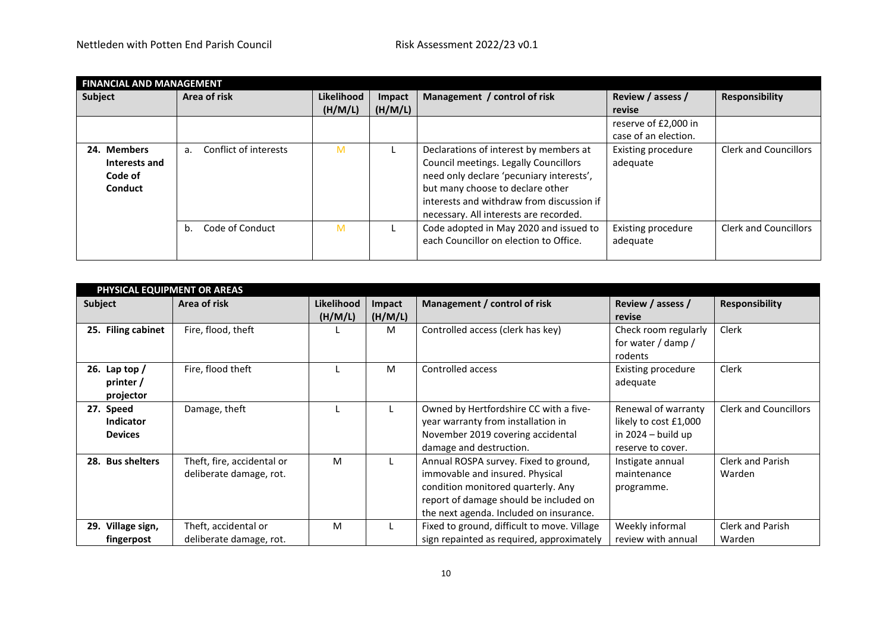| FINANCIAL AND MANAGEMENT | | | | | | |
|---|---|---|---|---|---|---|
| **Subject** | **Area of risk** | **Likelihood (H/M/L)** | **Impact (H/M/L)** | **Management / control of risk** | **Review / assess / revise** | **Responsibility** |
| | | | | | reserve of £2,000 in case of an election. | |
| **24. Members Interests and Code of Conduct** | a. Conflict of interests | M | L | Declarations of interest by members at Council meetings. Legally Councillors need only declare 'pecuniary interests', but many choose to declare other interests and withdraw from discussion if necessary. All interests are recorded. | Existing procedure adequate | Clerk and Councillors |
| | b. Code of Conduct | M | L | Code adopted in May 2020 and issued to each Councillor on election to Office. | Existing procedure adequate | Clerk and Councillors |

| PHYSICAL EQUIPMENT OR AREAS | | | | | | |
|---|---|---|---|---|---|---|
| **Subject** | **Area of risk** | **Likelihood (H/M/L)** | **Impact (H/M/L)** | **Management / control of risk** | **Review / assess / revise** | **Responsibility** |
| **25. Filing cabinet** | Fire, flood, theft | L | M | Controlled access (clerk has key) | Check room regularly for water / damp / rodents | Clerk |
| **26. Lap top / printer / projector** | Fire, flood theft | L | M | Controlled access | Existing procedure adequate | Clerk |
| **27. Speed Indicator Devices** | Damage, theft | L | L | Owned by Hertfordshire CC with a five-year warranty from installation in November 2019 covering accidental damage and destruction. | Renewal of warranty likely to cost £1,000 in 2024 – build up reserve to cover. | Clerk and Councillors |
| **28. Bus shelters** | Theft, fire, accidental or deliberate damage, rot. | M | L | Annual ROSPA survey. Fixed to ground, immovable and insured. Physical condition monitored quarterly. Any report of damage should be included on the next agenda. Included on insurance. | Instigate annual maintenance programme. | Clerk and Parish Warden |
| **29. Village sign, fingerpost** | Theft, accidental or deliberate damage, rot. | M | L | Fixed to ground, difficult to move. Village sign repainted as required, approximately | Weekly informal review with annual | Clerk and Parish Warden |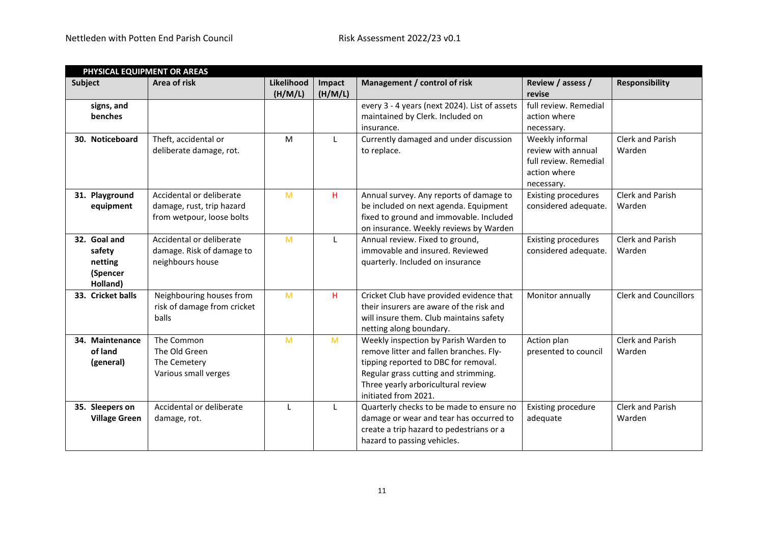| PHYSICAL EQUIPMENT OR AREAS | | | | | | |
|---|---|---|---|---|---|---|
| **Subject** | **Area of risk** | **Likelihood (H/M/L)** | **Impact (H/M/L)** | **Management / control of risk** | **Review / assess / revise** | **Responsibility** |
| **signs, and benches** | | | | every 3 - 4 years (next 2024). List of assets maintained by Clerk. Included on insurance. | full review. Remedial action where necessary. | |
| **30. Noticeboard** | Theft, accidental or deliberate damage, rot. | M | L | Currently damaged and under discussion to replace. | Weekly informal review with annual full review. Remedial action where necessary. | Clerk and Parish Warden |
| **31. Playground equipment** | Accidental or deliberate damage, rust, trip hazard from wetpour, loose bolts | M | H | Annual survey. Any reports of damage to be included on next agenda. Equipment fixed to ground and immovable. Included on insurance. Weekly reviews by Warden | Existing procedures considered adequate. | Clerk and Parish Warden |
| **32. Goal and safety netting (Spencer Holland)** | Accidental or deliberate damage. Risk of damage to neighbours house | M | L | Annual review. Fixed to ground, immovable and insured. Reviewed quarterly. Included on insurance | Existing procedures considered adequate. | Clerk and Parish Warden |
| **33. Cricket balls** | Neighbouring houses from risk of damage from cricket balls | M | H | Cricket Club have provided evidence that their insurers are aware of the risk and will insure them. Club maintains safety netting along boundary. | Monitor annually | Clerk and Councillors |
| **34. Maintenance of land (general)** | The Common<br>The Old Green<br>The Cemetery<br>Various small verges | M | M | Weekly inspection by Parish Warden to remove litter and fallen branches. Fly-tipping reported to DBC for removal. Regular grass cutting and strimming. Three yearly arboricultural review initiated from 2021. | Action plan presented to council | Clerk and Parish Warden |
| **35. Sleepers on Village Green** | Accidental or deliberate damage, rot. | L | L | Quarterly checks to be made to ensure no damage or wear and tear has occurred to create a trip hazard to pedestrians or a hazard to passing vehicles. | Existing procedure adequate | Clerk and Parish Warden |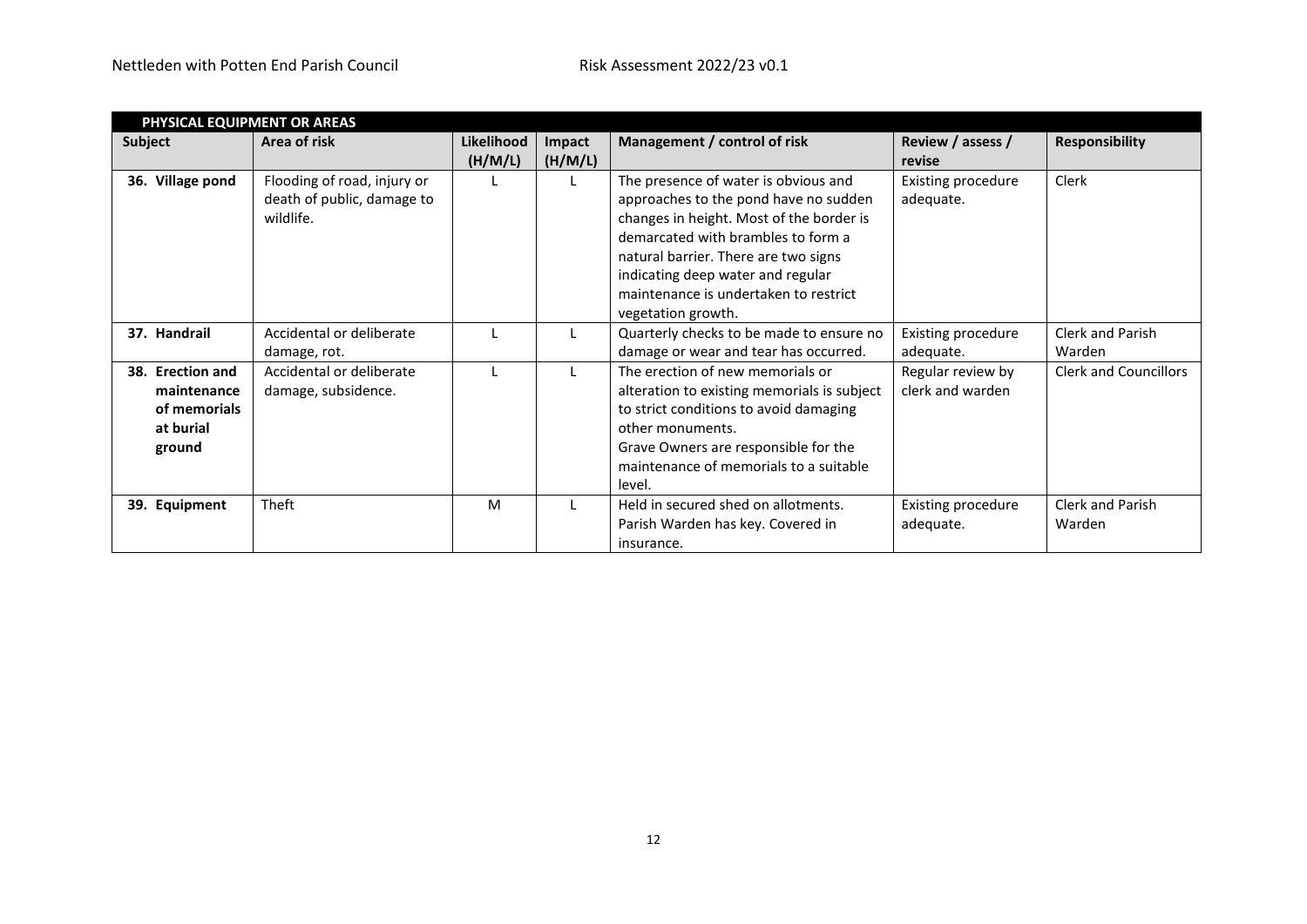| PHYSICAL EQUIPMENT OR AREAS | | | | | | |
|---|---|---|---|---|---|---|
| **Subject** | **Area of risk** | **Likelihood (H/M/L)** | **Impact (H/M/L)** | **Management / control of risk** | **Review / assess / revise** | **Responsibility** |
| **36. Village pond** | Flooding of road, injury or death of public, damage to wildlife. | L | L | The presence of water is obvious and approaches to the pond have no sudden changes in height. Most of the border is demarcated with brambles to form a natural barrier. There are two signs indicating deep water and regular maintenance is undertaken to restrict vegetation growth. | Existing procedure adequate. | Clerk |
| **37. Handrail** | Accidental or deliberate damage, rot. | L | L | Quarterly checks to be made to ensure no damage or wear and tear has occurred. | Existing procedure adequate. | Clerk and Parish Warden |
| **38. Erection and maintenance of memorials at burial ground** | Accidental or deliberate damage, subsidence. | L | L | The erection of new memorials or alteration to existing memorials is subject to strict conditions to avoid damaging other monuments.<br>Grave Owners are responsible for the maintenance of memorials to a suitable level. | Regular review by clerk and warden | Clerk and Councillors |
| **39. Equipment** | Theft | M | L | Held in secured shed on allotments. Parish Warden has key. Covered in insurance. | Existing procedure adequate. | Clerk and Parish Warden |